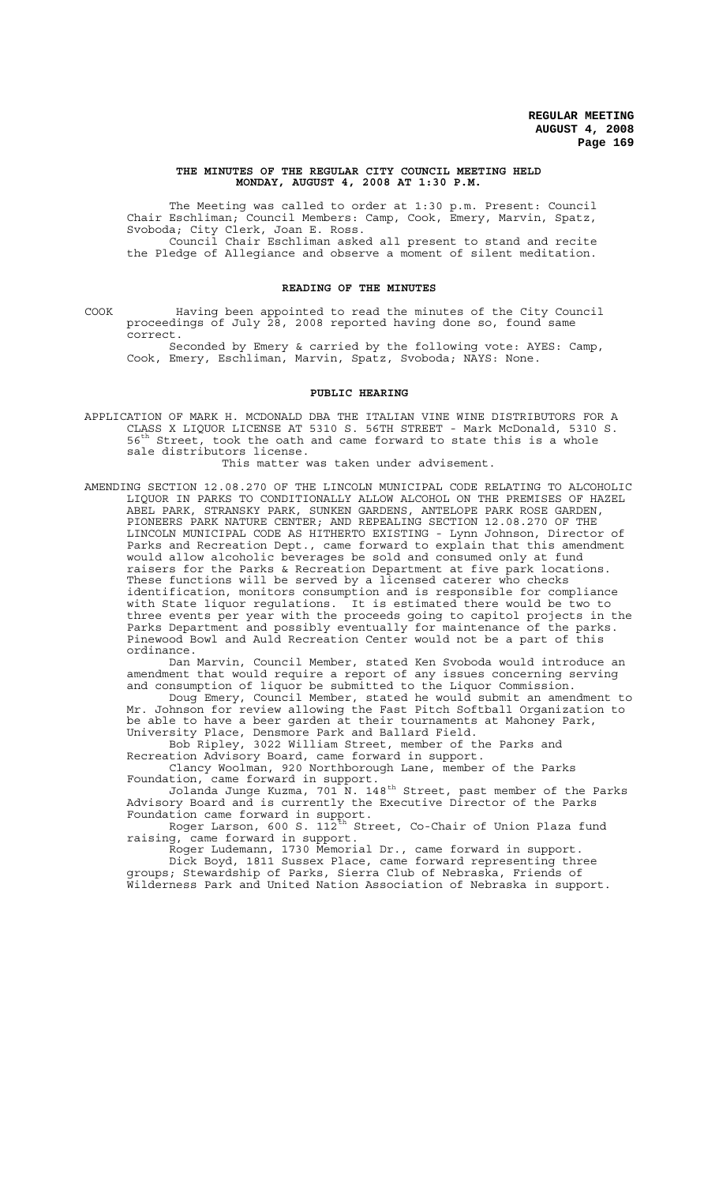**THE MINUTES OF THE REGULAR CITY COUNCIL MEETING HELD MONDAY, AUGUST 4, 2008 AT 1:30 P.M.**

The Meeting was called to order at 1:30 p.m. Present: Council Chair Eschliman; Council Members: Camp, Cook, Emery, Marvin, Spatz, Svoboda; City Clerk, Joan E. Ross.

Council Chair Eschliman asked all present to stand and recite the Pledge of Allegiance and observe a moment of silent meditation.

**READING OF THE MINUTES**

COOK Having been appointed to read the minutes of the City Council proceedings of July 28, 2008 reported having done so, found same correct.

Seconded by Emery & carried by the following vote: AYES: Camp, Cook, Emery, Eschliman, Marvin, Spatz, Svoboda; NAYS: None.

**PUBLIC HEARING**

APPLICATION OF MARK H. MCDONALD DBA THE ITALIAN VINE WINE DISTRIBUTORS FOR A CLASS X LIQUOR LICENSE AT 5310 S. 56TH STREET - Mark McDonald, 5310 S. 56th Street, took the oath and came forward to state this is a whole sale distributors license.

This matter was taken under advisement.

AMENDING SECTION 12.08.270 OF THE LINCOLN MUNICIPAL CODE RELATING TO ALCOHOLIC LIQUOR IN PARKS TO CONDITIONALLY ALLOW ALCOHOL ON THE PREMISES OF HAZEL ABEL PARK, STRANSKY PARK, SUNKEN GARDENS, ANTELOPE PARK ROSE GARDEN, PIONEERS PARK NATURE CENTER; AND REPEALING SECTION 12.08.270 OF THE LINCOLN MUNICIPAL CODE AS HITHERTO EXISTING - Lynn Johnson, Director of Parks and Recreation Dept., came forward to explain that this amendment would allow alcoholic beverages be sold and consumed only at fund raisers for the Parks & Recreation Department at five park locations. These functions will be served by a licensed caterer who checks identification, monitors consumption and is responsible for compliance with State liquor regulations. It is estimated there would be two to three events per year with the proceeds going to capitol projects in the Parks Department and possibly eventually for maintenance of the parks. Pinewood Bowl and Auld Recreation Center would not be a part of this ordinance.

Dan Marvin, Council Member, stated Ken Svoboda would introduce an amendment that would require a report of any issues concerning serving and consumption of liquor be submitted to the Liquor Commission.

Doug Emery, Council Member, stated he would submit an amendment to Mr. Johnson for review allowing the Fast Pitch Softball Organization to be able to have a beer garden at their tournaments at Mahoney Park, University Place, Densmore Park and Ballard Field.

Bob Ripley, 3022 William Street, member of the Parks and Recreation Advisory Board, came forward in support.

Clancy Woolman, 920 Northborough Lane, member of the Parks Foundation, came forward in support.

Jolanda Junge Kuzma, 701 N. 148th Street, past member of the Parks Advisory Board and is currently the Executive Director of the Parks Foundation came forward in support.

Roger Larson, 600 S. 112th Street, Co-Chair of Union Plaza fund raising, came forward in support.

Roger Ludemann, 1730 Memorial Dr., came forward in support.

Dick Boyd, 1811 Sussex Place, came forward representing three groups; Stewardship of Parks, Sierra Club of Nebraska, Friends of Wilderness Park and United Nation Association of Nebraska in support.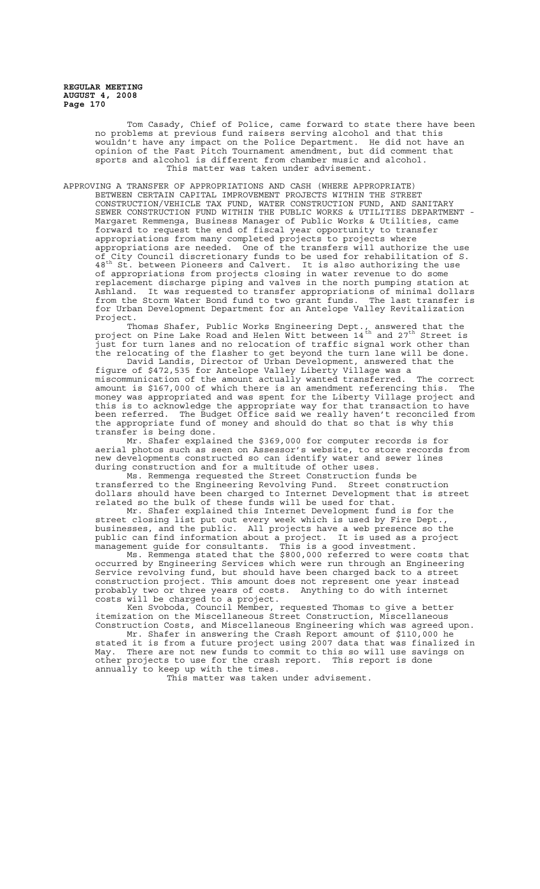Tom Casady, Chief of Police, came forward to state there have been no problems at previous fund raisers serving alcohol and that this wouldn't have any impact on the Police Department. He did not have an opinion of the Fast Pitch Tournament amendment, but did comment that sports and alcohol is different from chamber music and alcohol.

This matter was taken under advisement.

APPROVING A TRANSFER OF APPROPRIATIONS AND CASH (WHERE APPROPRIATE) BETWEEN CERTAIN CAPITAL IMPROVEMENT PROJECTS WITHIN THE STREET CONSTRUCTION/VEHICLE TAX FUND, WATER CONSTRUCTION FUND, AND SANITARY SEWER CONSTRUCTION FUND WITHIN THE PUBLIC WORKS & UTILITIES DEPARTMENT - Margaret Remmenga, Business Manager of Public Works & Utilities, came forward to request the end of fiscal year opportunity to transfer appropriations from many completed projects to projects where appropriations are needed. One of the transfers will authorize the use of City Council discretionary funds to be used for rehabilitation of S. 48th St. between Pioneers and Calvert. It is also authorizing the use of appropriations from projects closing in water revenue to do some replacement discharge piping and valves in the north pumping station at Ashland. It was requested to transfer appropriations of minimal dollars from the Storm Water Bond fund to two grant funds. The last transfer is for Urban Development Department for an Antelope Valley Revitalization Project.

Thomas Shafer, Public Works Engineering Dept., answered that the project on Pine Lake Road and Helen Witt between 14th and 27th Street is just for turn lanes and no relocation of traffic signal work other than the relocating of the flasher to get beyond the turn lane will be done.

David Landis, Director of Urban Development, answered that the figure of $472,535 for Antelope Valley Liberty Village was a miscommunication of the amount actually wanted transferred. The correct amount is $167,000 of which there is an amendment referencing this. The money was appropriated and was spent for the Liberty Village project and this is to acknowledge the appropriate way for that transaction to have been referred. The Budget Office said we really haven't reconciled from the appropriate fund of money and should do that so that is why this transfer is being done.

Mr. Shafer explained the $369,000 for computer records is for aerial photos such as seen on Assessor's website, to store records from new developments constructed so can identify water and sewer lines during construction and for a multitude of other uses.

Ms. Remmenga requested the Street Construction funds be transferred to the Engineering Revolving Fund. Street construction dollars should have been charged to Internet Development that is street related so the bulk of these funds will be used for that.

Mr. Shafer explained this Internet Development fund is for the street closing list put out every week which is used by Fire Dept., businesses, and the public. All projects have a web presence so the public can find information about a project. It is used as a project management guide for consultants. This is a good investment.

Ms. Remmenga stated that the $800,000 referred to were costs that occurred by Engineering Services which were run through an Engineering Service revolving fund, but should have been charged back to a street construction project. This amount does not represent one year instead probably two or three years of costs. Anything to do with internet costs will be charged to a project.

Ken Svoboda, Council Member, requested Thomas to give a better itemization on the Miscellaneous Street Construction, Miscellaneous Construction Costs, and Miscellaneous Engineering which was agreed upon.

Mr. Shafer in answering the Crash Report amount of $110,000 he stated it is from a future project using 2007 data that was finalized in May. There are not new funds to commit to this so will use savings on other projects to use for the crash report. This report is done annually to keep up with the times.

This matter was taken under advisement.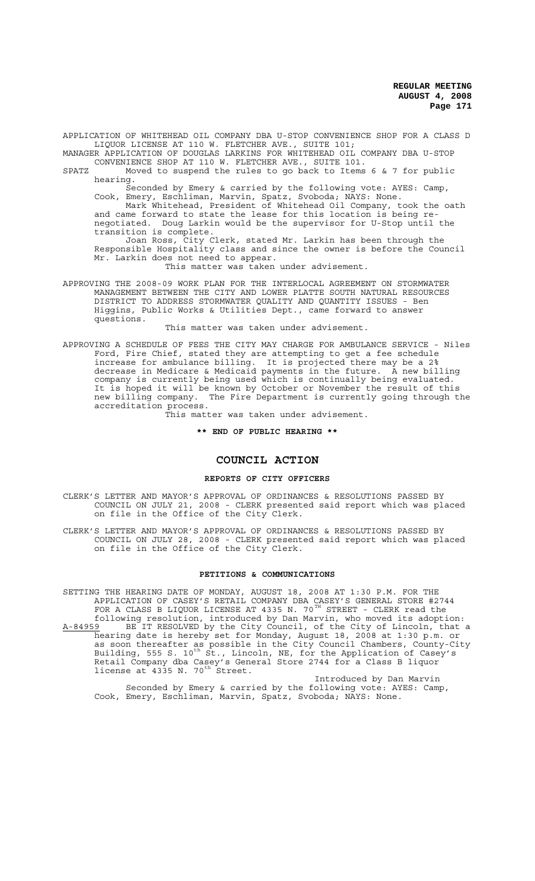APPLICATION OF WHITEHEAD OIL COMPANY DBA U-STOP CONVENIENCE SHOP FOR A CLASS D LIQUOR LICENSE AT 110 W. FLETCHER AVE., SUITE 101;

MANAGER APPLICATION OF DOUGLAS LARKINS FOR WHITEHEAD OIL COMPANY DBA U-STOP CONVENIENCE SHOP AT 110 W. FLETCHER AVE., SUITE 101.

SPATZ Moved to suspend the rules to go back to Items 6 & 7 for public hearing.

Seconded by Emery & carried by the following vote: AYES: Camp, Cook, Emery, Eschliman, Marvin, Spatz, Svoboda; NAYS: None.

Mark Whitehead, President of Whitehead Oil Company, took the oath and came forward to state the lease for this location is being re-negotiated. Doug Larkin would be the supervisor for U-Stop until the transition is complete.

Joan Ross, City Clerk, stated Mr. Larkin has been through the Responsible Hospitality class and since the owner is before the Council Mr. Larkin does not need to appear.

This matter was taken under advisement.

APPROVING THE 2008-09 WORK PLAN FOR THE INTERLOCAL AGREEMENT ON STORMWATER MANAGEMENT BETWEEN THE CITY AND LOWER PLATTE SOUTH NATURAL RESOURCES DISTRICT TO ADDRESS STORMWATER QUALITY AND QUANTITY ISSUES - Ben Higgins, Public Works & Utilities Dept., came forward to answer questions.

This matter was taken under advisement.

APPROVING A SCHEDULE OF FEES THE CITY MAY CHARGE FOR AMBULANCE SERVICE - Niles Ford, Fire Chief, stated they are attempting to get a fee schedule increase for ambulance billing. It is projected there may be a 2% decrease in Medicare & Medicaid payments in the future. A new billing company is currently being used which is continually being evaluated. It is hoped it will be known by October or November the result of this new billing company. The Fire Department is currently going through the accreditation process.

This matter was taken under advisement.

**\*\* END OF PUBLIC HEARING \*\***

# COUNCIL ACTION

## REPORTS OF CITY OFFICERS

CLERK'S LETTER AND MAYOR'S APPROVAL OF ORDINANCES & RESOLUTIONS PASSED BY COUNCIL ON JULY 21, 2008 - CLERK presented said report which was placed on file in the Office of the City Clerk.

CLERK'S LETTER AND MAYOR'S APPROVAL OF ORDINANCES & RESOLUTIONS PASSED BY COUNCIL ON JULY 28, 2008 - CLERK presented said report which was placed on file in the Office of the City Clerk.

## PETITIONS & COMMUNICATIONS

SETTING THE HEARING DATE OF MONDAY, AUGUST 18, 2008 AT 1:30 P.M. FOR THE APPLICATION OF CASEY'S RETAIL COMPANY DBA CASEY'S GENERAL STORE #2744 FOR A CLASS B LIQUOR LICENSE AT 4335 N. 70TH STREET - CLERK read the following resolution, introduced by Dan Marvin, who moved its adoption:

A-84959 BE IT RESOLVED by the City Council, of the City of Lincoln, that a hearing date is hereby set for Monday, August 18, 2008 at 1:30 p.m. or as soon thereafter as possible in the City Council Chambers, County-City Building, 555 S. 10th St., Lincoln, NE, for the Application of Casey's Retail Company dba Casey's General Store 2744 for a Class B liquor license at 4335 N. 70th Street.

Introduced by Dan Marvin

Seconded by Emery & carried by the following vote: AYES: Camp, Cook, Emery, Eschliman, Marvin, Spatz, Svoboda; NAYS: None.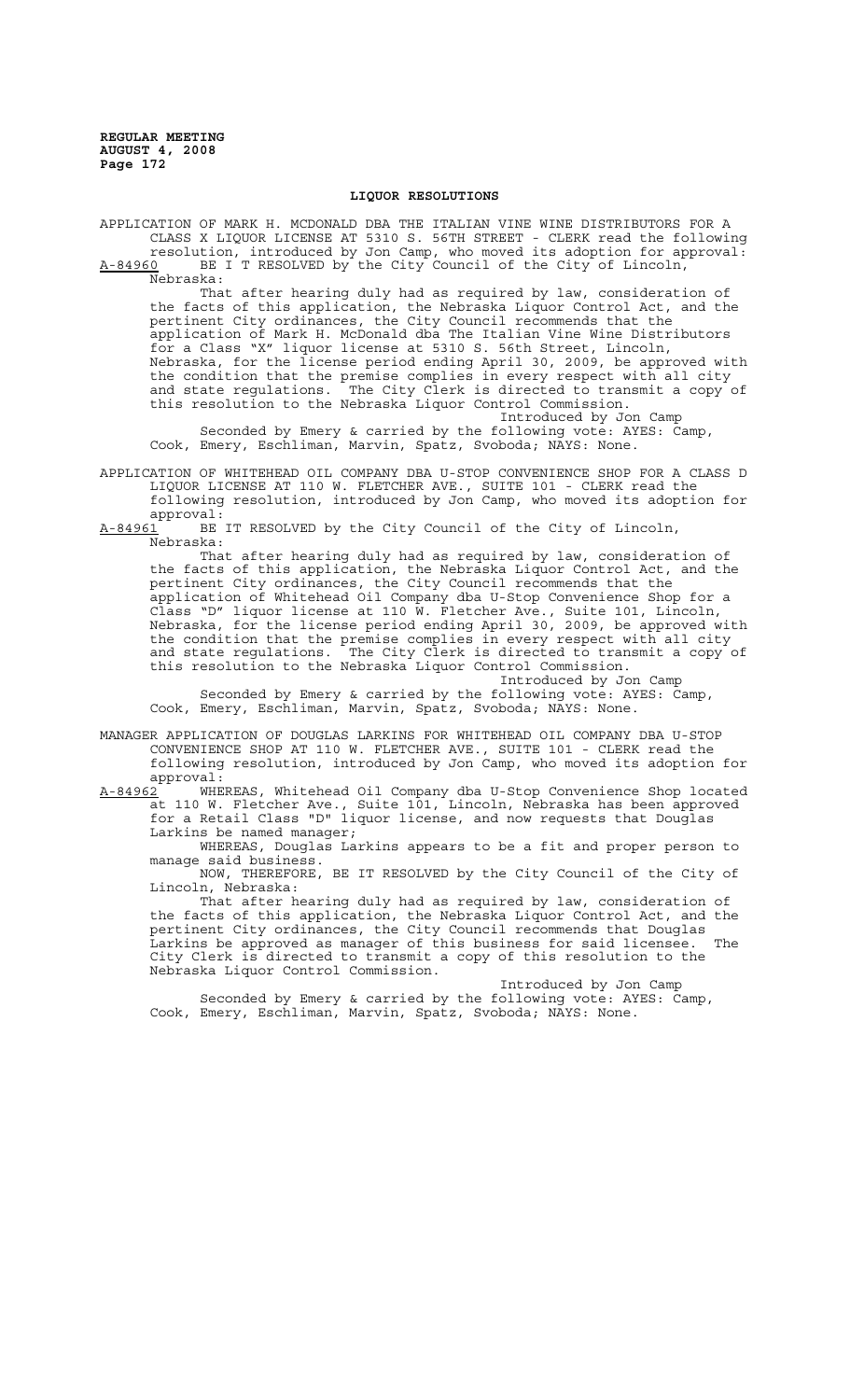## LIQUOR RESOLUTIONS

APPLICATION OF MARK H. MCDONALD DBA THE ITALIAN VINE WINE DISTRIBUTORS FOR A CLASS X LIQUOR LICENSE AT 5310 S. 56TH STREET - CLERK read the following resolution, introduced by Jon Camp, who moved its adoption for approval:

A-84960 BE I T RESOLVED by the City Council of the City of Lincoln, Nebraska:

That after hearing duly had as required by law, consideration of the facts of this application, the Nebraska Liquor Control Act, and the pertinent City ordinances, the City Council recommends that the application of Mark H. McDonald dba The Italian Vine Wine Distributors for a Class "X" liquor license at 5310 S. 56th Street, Lincoln, Nebraska, for the license period ending April 30, 2009, be approved with the condition that the premise complies in every respect with all city and state regulations. The City Clerk is directed to transmit a copy of this resolution to the Nebraska Liquor Control Commission.

Introduced by Jon Camp

Seconded by Emery & carried by the following vote: AYES: Camp, Cook, Emery, Eschliman, Marvin, Spatz, Svoboda; NAYS: None.

APPLICATION OF WHITEHEAD OIL COMPANY DBA U-STOP CONVENIENCE SHOP FOR A CLASS D LIQUOR LICENSE AT 110 W. FLETCHER AVE., SUITE 101 - CLERK read the following resolution, introduced by Jon Camp, who moved its adoption for approval:

A-84961 BE IT RESOLVED by the City Council of the City of Lincoln, Nebraska:

That after hearing duly had as required by law, consideration of the facts of this application, the Nebraska Liquor Control Act, and the pertinent City ordinances, the City Council recommends that the application of Whitehead Oil Company dba U-Stop Convenience Shop for a Class "D" liquor license at 110 W. Fletcher Ave., Suite 101, Lincoln, Nebraska, for the license period ending April 30, 2009, be approved with the condition that the premise complies in every respect with all city and state regulations. The City Clerk is directed to transmit a copy of this resolution to the Nebraska Liquor Control Commission.

Introduced by Jon Camp

Seconded by Emery & carried by the following vote: AYES: Camp, Cook, Emery, Eschliman, Marvin, Spatz, Svoboda; NAYS: None.

MANAGER APPLICATION OF DOUGLAS LARKINS FOR WHITEHEAD OIL COMPANY DBA U-STOP CONVENIENCE SHOP AT 110 W. FLETCHER AVE., SUITE 101 - CLERK read the following resolution, introduced by Jon Camp, who moved its adoption for approval:

A-84962 WHEREAS, Whitehead Oil Company dba U-Stop Convenience Shop located at 110 W. Fletcher Ave., Suite 101, Lincoln, Nebraska has been approved for a Retail Class "D" liquor license, and now requests that Douglas Larkins be named manager;

WHEREAS, Douglas Larkins appears to be a fit and proper person to manage said business.

NOW, THEREFORE, BE IT RESOLVED by the City Council of the City of Lincoln, Nebraska:

That after hearing duly had as required by law, consideration of the facts of this application, the Nebraska Liquor Control Act, and the pertinent City ordinances, the City Council recommends that Douglas Larkins be approved as manager of this business for said licensee. The City Clerk is directed to transmit a copy of this resolution to the Nebraska Liquor Control Commission.

Introduced by Jon Camp

Seconded by Emery & carried by the following vote: AYES: Camp, Cook, Emery, Eschliman, Marvin, Spatz, Svoboda; NAYS: None.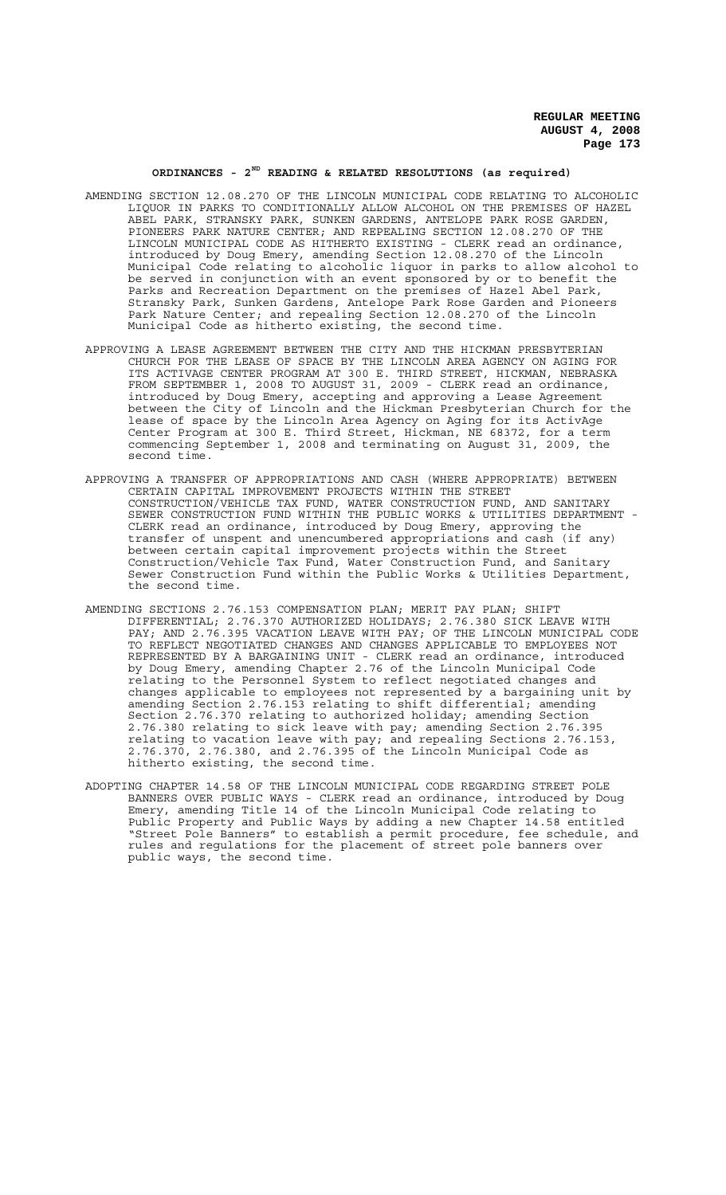## ORDINANCES - 2[ND] READING & RELATED RESOLUTIONS (as required)

AMENDING SECTION 12.08.270 OF THE LINCOLN MUNICIPAL CODE RELATING TO ALCOHOLIC LIQUOR IN PARKS TO CONDITIONALLY ALLOW ALCOHOL ON THE PREMISES OF HAZEL ABEL PARK, STRANSKY PARK, SUNKEN GARDENS, ANTELOPE PARK ROSE GARDEN, PIONEERS PARK NATURE CENTER; AND REPEALING SECTION 12.08.270 OF THE LINCOLN MUNICIPAL CODE AS HITHERTO EXISTING - CLERK read an ordinance, introduced by Doug Emery, amending Section 12.08.270 of the Lincoln Municipal Code relating to alcoholic liquor in parks to allow alcohol to be served in conjunction with an event sponsored by or to benefit the Parks and Recreation Department on the premises of Hazel Abel Park, Stransky Park, Sunken Gardens, Antelope Park Rose Garden and Pioneers Park Nature Center; and repealing Section 12.08.270 of the Lincoln Municipal Code as hitherto existing, the second time.

APPROVING A LEASE AGREEMENT BETWEEN THE CITY AND THE HICKMAN PRESBYTERIAN CHURCH FOR THE LEASE OF SPACE BY THE LINCOLN AREA AGENCY ON AGING FOR ITS ACTIVAGE CENTER PROGRAM AT 300 E. THIRD STREET, HICKMAN, NEBRASKA FROM SEPTEMBER 1, 2008 TO AUGUST 31, 2009 - CLERK read an ordinance, introduced by Doug Emery, accepting and approving a Lease Agreement between the City of Lincoln and the Hickman Presbyterian Church for the lease of space by the Lincoln Area Agency on Aging for its ActivAge Center Program at 300 E. Third Street, Hickman, NE 68372, for a term commencing September 1, 2008 and terminating on August 31, 2009, the second time.

APPROVING A TRANSFER OF APPROPRIATIONS AND CASH (WHERE APPROPRIATE) BETWEEN CERTAIN CAPITAL IMPROVEMENT PROJECTS WITHIN THE STREET CONSTRUCTION/VEHICLE TAX FUND, WATER CONSTRUCTION FUND, AND SANITARY SEWER CONSTRUCTION FUND WITHIN THE PUBLIC WORKS & UTILITIES DEPARTMENT - CLERK read an ordinance, introduced by Doug Emery, approving the transfer of unspent and unencumbered appropriations and cash (if any) between certain capital improvement projects within the Street Construction/Vehicle Tax Fund, Water Construction Fund, and Sanitary Sewer Construction Fund within the Public Works & Utilities Department, the second time.

AMENDING SECTIONS 2.76.153 COMPENSATION PLAN; MERIT PAY PLAN; SHIFT DIFFERENTIAL; 2.76.370 AUTHORIZED HOLIDAYS; 2.76.380 SICK LEAVE WITH PAY; AND 2.76.395 VACATION LEAVE WITH PAY; OF THE LINCOLN MUNICIPAL CODE TO REFLECT NEGOTIATED CHANGES AND CHANGES APPLICABLE TO EMPLOYEES NOT REPRESENTED BY A BARGAINING UNIT - CLERK read an ordinance, introduced by Doug Emery, amending Chapter 2.76 of the Lincoln Municipal Code relating to the Personnel System to reflect negotiated changes and changes applicable to employees not represented by a bargaining unit by amending Section 2.76.153 relating to shift differential; amending Section 2.76.370 relating to authorized holiday; amending Section 2.76.380 relating to sick leave with pay; amending Section 2.76.395 relating to vacation leave with pay; and repealing Sections 2.76.153, 2.76.370, 2.76.380, and 2.76.395 of the Lincoln Municipal Code as hitherto existing, the second time.

ADOPTING CHAPTER 14.58 OF THE LINCOLN MUNICIPAL CODE REGARDING STREET POLE BANNERS OVER PUBLIC WAYS - CLERK read an ordinance, introduced by Doug Emery, amending Title 14 of the Lincoln Municipal Code relating to Public Property and Public Ways by adding a new Chapter 14.58 entitled "Street Pole Banners" to establish a permit procedure, fee schedule, and rules and regulations for the placement of street pole banners over public ways, the second time.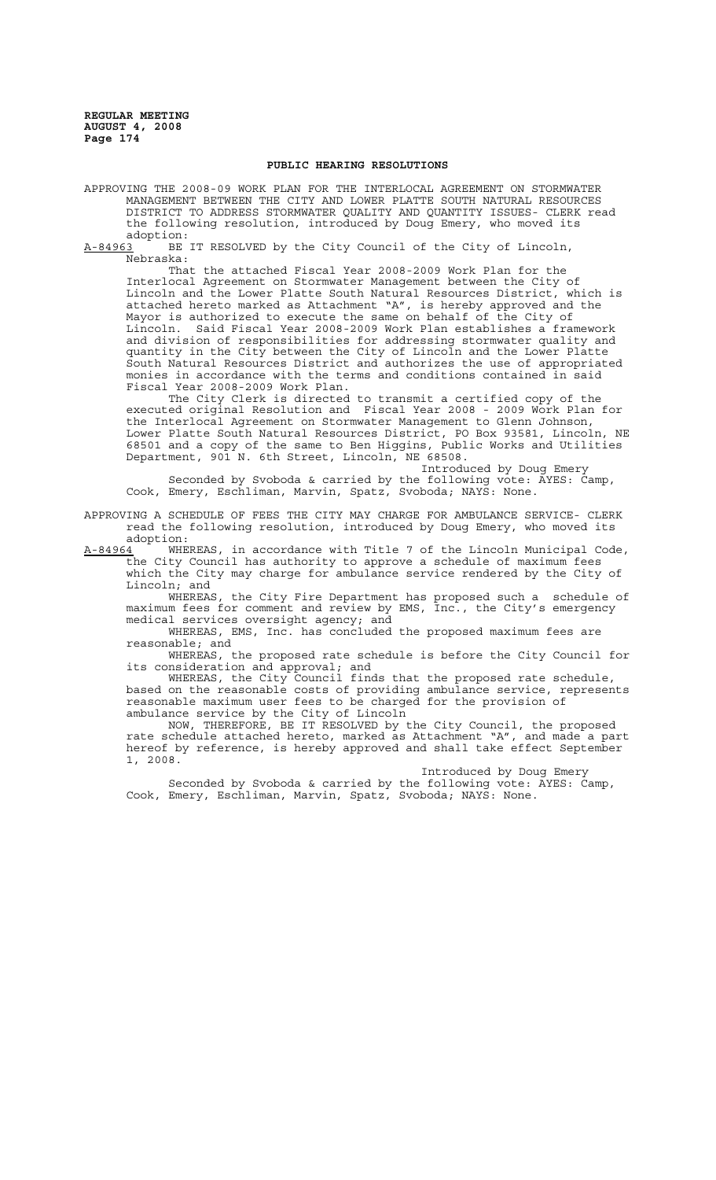## PUBLIC HEARING RESOLUTIONS

APPROVING THE 2008-09 WORK PLAN FOR THE INTERLOCAL AGREEMENT ON STORMWATER MANAGEMENT BETWEEN THE CITY AND LOWER PLATTE SOUTH NATURAL RESOURCES DISTRICT TO ADDRESS STORMWATER QUALITY AND QUANTITY ISSUES- CLERK read the following resolution, introduced by Doug Emery, who moved its adoption:

A-84963 BE IT RESOLVED by the City Council of the City of Lincoln, Nebraska:

That the attached Fiscal Year 2008-2009 Work Plan for the Interlocal Agreement on Stormwater Management between the City of Lincoln and the Lower Platte South Natural Resources District, which is attached hereto marked as Attachment "A", is hereby approved and the Mayor is authorized to execute the same on behalf of the City of Lincoln. Said Fiscal Year 2008-2009 Work Plan establishes a framework and division of responsibilities for addressing stormwater quality and quantity in the City between the City of Lincoln and the Lower Platte South Natural Resources District and authorizes the use of appropriated monies in accordance with the terms and conditions contained in said Fiscal Year 2008-2009 Work Plan.

The City Clerk is directed to transmit a certified copy of the executed original Resolution and Fiscal Year 2008 - 2009 Work Plan for the Interlocal Agreement on Stormwater Management to Glenn Johnson, Lower Platte South Natural Resources District, PO Box 93581, Lincoln, NE 68501 and a copy of the same to Ben Higgins, Public Works and Utilities Department, 901 N. 6th Street, Lincoln, NE 68508.

Introduced by Doug Emery

Seconded by Svoboda & carried by the following vote: AYES: Camp, Cook, Emery, Eschliman, Marvin, Spatz, Svoboda; NAYS: None.

APPROVING A SCHEDULE OF FEES THE CITY MAY CHARGE FOR AMBULANCE SERVICE- CLERK read the following resolution, introduced by Doug Emery, who moved its adoption:

A-84964 WHEREAS, in accordance with Title 7 of the Lincoln Municipal Code, the City Council has authority to approve a schedule of maximum fees which the City may charge for ambulance service rendered by the City of Lincoln; and

WHEREAS, the City Fire Department has proposed such a schedule of maximum fees for comment and review by EMS, Inc., the City's emergency medical services oversight agency; and

WHEREAS, EMS, Inc. has concluded the proposed maximum fees are reasonable; and

WHEREAS, the proposed rate schedule is before the City Council for its consideration and approval; and

WHEREAS, the City Council finds that the proposed rate schedule, based on the reasonable costs of providing ambulance service, represents reasonable maximum user fees to be charged for the provision of ambulance service by the City of Lincoln

NOW, THEREFORE, BE IT RESOLVED by the City Council, the proposed rate schedule attached hereto, marked as Attachment "A", and made a part hereof by reference, is hereby approved and shall take effect September 1, 2008.

Introduced by Doug Emery

Seconded by Svoboda & carried by the following vote: AYES: Camp, Cook, Emery, Eschliman, Marvin, Spatz, Svoboda; NAYS: None.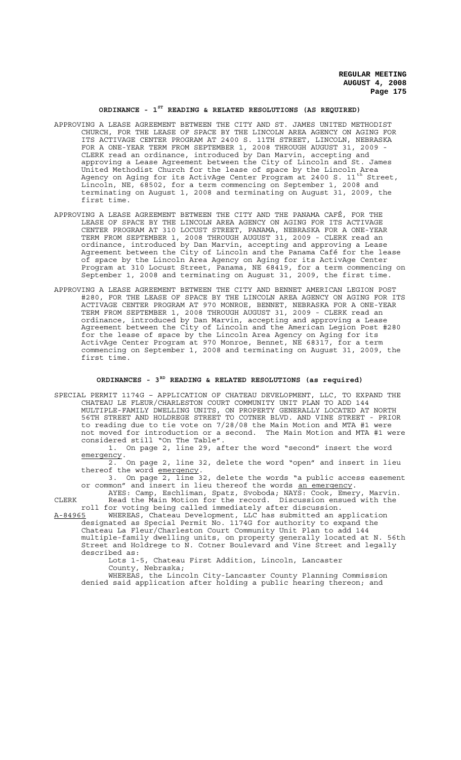## ORDINANCE - 1[ST] READING & RELATED RESOLUTIONS (AS REQUIRED)

APPROVING A LEASE AGREEMENT BETWEEN THE CITY AND ST. JAMES UNITED METHODIST CHURCH, FOR THE LEASE OF SPACE BY THE LINCOLN AREA AGENCY ON AGING FOR ITS ACTIVAGE CENTER PROGRAM AT 2400 S. 11TH STREET, LINCOLN, NEBRASKA FOR A ONE-YEAR TERM FROM SEPTEMBER 1, 2008 THROUGH AUGUST 31, 2009 - CLERK read an ordinance, introduced by Dan Marvin, accepting and approving a Lease Agreement between the City of Lincoln and St. James United Methodist Church for the lease of space by the Lincoln Area Agency on Aging for its ActivAge Center Program at 2400 S. 11[th] Street, Lincoln, NE, 68502, for a term commencing on September 1, 2008 and terminating on August 1, 2008 and terminating on August 31, 2009, the first time.

APPROVING A LEASE AGREEMENT BETWEEN THE CITY AND THE PANAMA CAFÉ, FOR THE LEASE OF SPACE BY THE LINCOLN AREA AGENCY ON AGING FOR ITS ACTIVAGE CENTER PROGRAM AT 310 LOCUST STREET, PANAMA, NEBRASKA FOR A ONE-YEAR TERM FROM SEPTEMBER 1, 2008 THROUGH AUGUST 31, 2009 - CLERK read an ordinance, introduced by Dan Marvin, accepting and approving a Lease Agreement between the City of Lincoln and the Panama Café for the lease of space by the Lincoln Area Agency on Aging for its ActivAge Center Program at 310 Locust Street, Panama, NE 68419, for a term commencing on September 1, 2008 and terminating on August 31, 2009, the first time.

APPROVING A LEASE AGREEMENT BETWEEN THE CITY AND BENNET AMERICAN LEGION POST #280, FOR THE LEASE OF SPACE BY THE LINCOLN AREA AGENCY ON AGING FOR ITS ACTIVAGE CENTER PROGRAM AT 970 MONROE, BENNET, NEBRASKA FOR A ONE-YEAR TERM FROM SEPTEMBER 1, 2008 THROUGH AUGUST 31, 2009 - CLERK read an ordinance, introduced by Dan Marvin, accepting and approving a Lease Agreement between the City of Lincoln and the American Legion Post #280 for the lease of space by the Lincoln Area Agency on Aging for its ActivAge Center Program at 970 Monroe, Bennet, NE 68317, for a term commencing on September 1, 2008 and terminating on August 31, 2009, the first time.

## ORDINANCES - 3[RD] READING & RELATED RESOLUTIONS (as required)

SPECIAL PERMIT 1174G – APPLICATION OF CHATEAU DEVELOPMENT, LLC, TO EXPAND THE CHATEAU LE FLEUR/CHARLESTON COURT COMMUNITY UNIT PLAN TO ADD 144 MULTIPLE-FAMILY DWELLING UNITS, ON PROPERTY GENERALLY LOCATED AT NORTH 56TH STREET AND HOLDREGE STREET TO COTNER BLVD. AND VINE STREET - PRIOR to reading due to tie vote on 7/28/08 the Main Motion and MTA #1 were not moved for introduction or a second. The Main Motion and MTA #1 were considered still "On The Table".

1. On page 2, line 29, after the word "second" insert the word emergency.

2. On page 2, line 32, delete the word "open" and insert in lieu thereof the word emergency.

3. On page 2, line 32, delete the words "a public access easement or common" and insert in lieu thereof the words an emergency.

AYES: Camp, Eschliman, Spatz, Svoboda; NAYS: Cook, Emery, Marvin.

CLERK Read the Main Motion for the record. Discussion ensued with the roll for voting being called immediately after discussion.

A-84965 WHEREAS, Chateau Development, LLC has submitted an application designated as Special Permit No. 1174G for authority to expand the Chateau La Fleur/Charleston Court Community Unit Plan to add 144 multiple-family dwelling units, on property generally located at N. 56th Street and Holdrege to N. Cotner Boulevard and Vine Street and legally described as:

Lots 1-5, Chateau First Addition, Lincoln, Lancaster County, Nebraska;

WHEREAS, the Lincoln City-Lancaster County Planning Commission denied said application after holding a public hearing thereon; and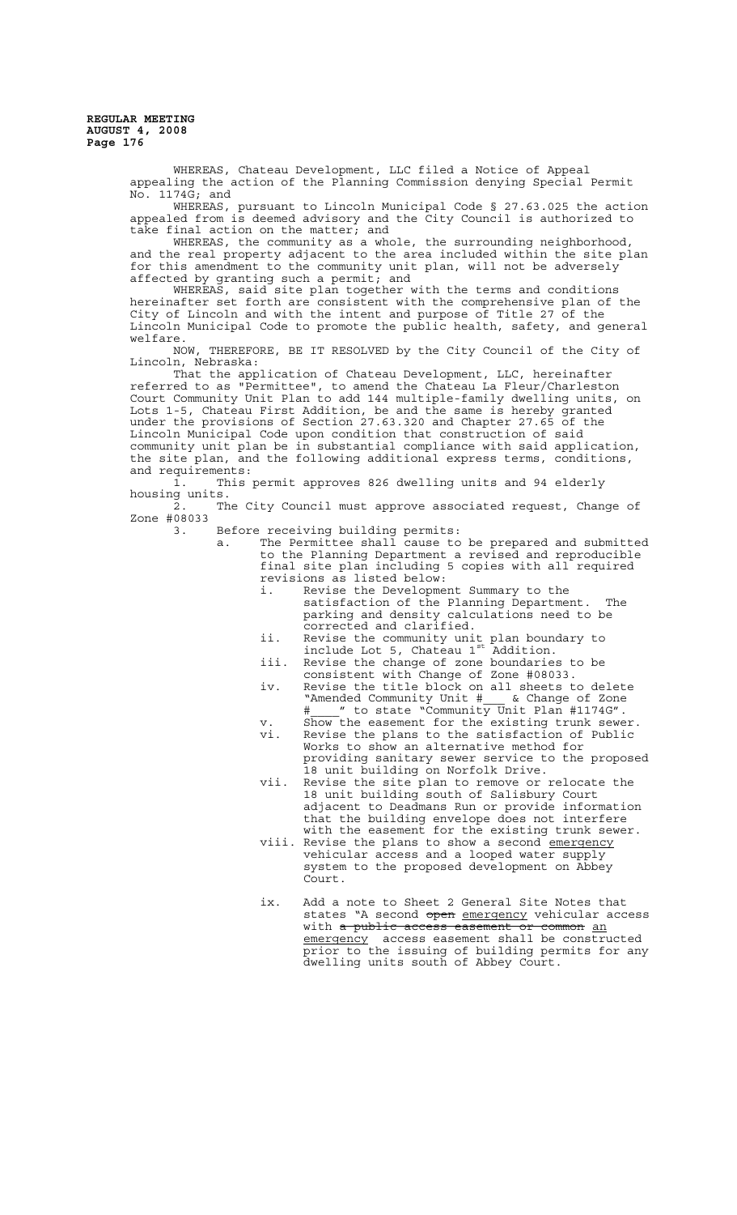WHEREAS, Chateau Development, LLC filed a Notice of Appeal appealing the action of the Planning Commission denying Special Permit No. 1174G; and

WHEREAS, pursuant to Lincoln Municipal Code § 27.63.025 the action appealed from is deemed advisory and the City Council is authorized to take final action on the matter; and

WHEREAS, the community as a whole, the surrounding neighborhood, and the real property adjacent to the area included within the site plan for this amendment to the community unit plan, will not be adversely affected by granting such a permit; and

WHEREAS, said site plan together with the terms and conditions hereinafter set forth are consistent with the comprehensive plan of the City of Lincoln and with the intent and purpose of Title 27 of the Lincoln Municipal Code to promote the public health, safety, and general welfare.

NOW, THEREFORE, BE IT RESOLVED by the City Council of the City of Lincoln, Nebraska:

That the application of Chateau Development, LLC, hereinafter referred to as "Permittee", to amend the Chateau La Fleur/Charleston Court Community Unit Plan to add 144 multiple-family dwelling units, on Lots 1-5, Chateau First Addition, be and the same is hereby granted under the provisions of Section 27.63.320 and Chapter 27.65 of the Lincoln Municipal Code upon condition that construction of said community unit plan be in substantial compliance with said application, the site plan, and the following additional express terms, conditions, and requirements:

1. This permit approves 826 dwelling units and 94 elderly housing units.
2. The City Council must approve associated request, Change of Zone #08033
3. Before receiving building permits:
   a. The Permittee shall cause to be prepared and submitted to the Planning Department a revised and reproducible final site plan including 5 copies with all required revisions as listed below:
      i. Revise the Development Summary to the satisfaction of the Planning Department. The parking and density calculations need to be corrected and clarified.
      ii. Revise the community unit plan boundary to include Lot 5, Chateau 1st Addition.
      iii. Revise the change of zone boundaries to be consistent with Change of Zone #08033.
      iv. Revise the title block on all sheets to delete "Amended Community Unit #\_\_\_ & Change of Zone #\_\_\_\_" to state "Community Unit Plan #1174G".
      v. Show the easement for the existing trunk sewer.
      vi. Revise the plans to the satisfaction of Public Works to show an alternative method for providing sanitary sewer service to the proposed 18 unit building on Norfolk Drive.
      vii. Revise the site plan to remove or relocate the 18 unit building south of Salisbury Court adjacent to Deadmans Run or provide information that the building envelope does not interfere with the easement for the existing trunk sewer.
      viii. Revise the plans to show a second <u>emergency</u> vehicular access and a looped water supply system to the proposed development on Abbey Court.
      ix. Add a note to Sheet 2 General Site Notes that states "A second ~~open~~ <u>emergency</u> vehicular access with ~~a public access easement or common~~ <u>an emergency</u> access easement shall be constructed prior to the issuing of building permits for any dwelling units south of Abbey Court.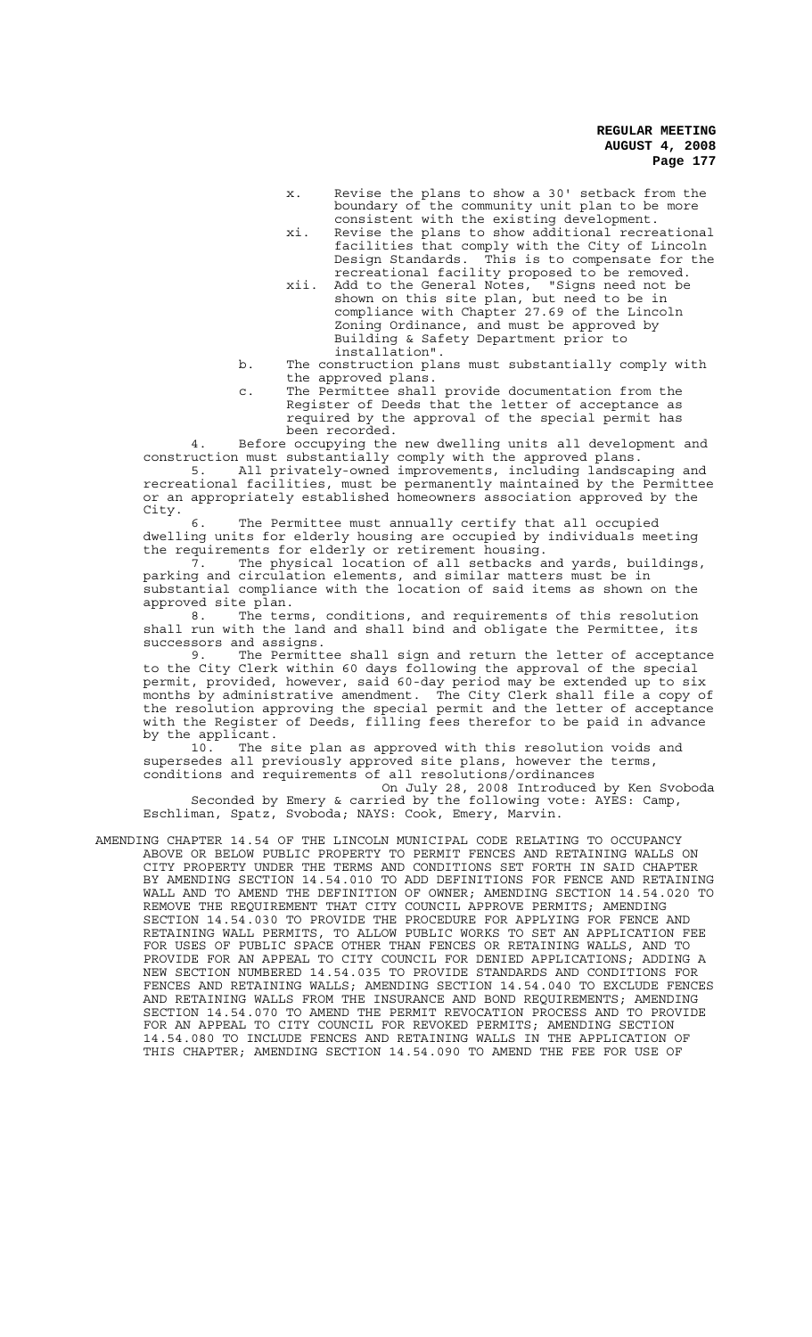x. Revise the plans to show a 30' setback from the boundary of the community unit plan to be more consistent with the existing development.

xi. Revise the plans to show additional recreational facilities that comply with the City of Lincoln Design Standards. This is to compensate for the recreational facility proposed to be removed.

xii. Add to the General Notes, "Signs need not be shown on this site plan, but need to be in compliance with Chapter 27.69 of the Lincoln Zoning Ordinance, and must be approved by Building & Safety Department prior to installation".

b. The construction plans must substantially comply with the approved plans.

c. The Permittee shall provide documentation from the Register of Deeds that the letter of acceptance as required by the approval of the special permit has been recorded.

4. Before occupying the new dwelling units all development and construction must substantially comply with the approved plans.

5. All privately-owned improvements, including landscaping and recreational facilities, must be permanently maintained by the Permittee or an appropriately established homeowners association approved by the City.

6. The Permittee must annually certify that all occupied dwelling units for elderly housing are occupied by individuals meeting the requirements for elderly or retirement housing.

7. The physical location of all setbacks and yards, buildings, parking and circulation elements, and similar matters must be in substantial compliance with the location of said items as shown on the approved site plan.

8. The terms, conditions, and requirements of this resolution shall run with the land and shall bind and obligate the Permittee, its successors and assigns.

9. The Permittee shall sign and return the letter of acceptance to the City Clerk within 60 days following the approval of the special permit, provided, however, said 60-day period may be extended up to six months by administrative amendment. The City Clerk shall file a copy of the resolution approving the special permit and the letter of acceptance with the Register of Deeds, filling fees therefor to be paid in advance by the applicant.

10. The site plan as approved with this resolution voids and supersedes all previously approved site plans, however the terms, conditions and requirements of all resolutions/ordinances

On July 28, 2008 Introduced by Ken Svoboda
Seconded by Emery & carried by the following vote: AYES: Camp, Eschliman, Spatz, Svoboda; NAYS: Cook, Emery, Marvin.

AMENDING CHAPTER 14.54 OF THE LINCOLN MUNICIPAL CODE RELATING TO OCCUPANCY ABOVE OR BELOW PUBLIC PROPERTY TO PERMIT FENCES AND RETAINING WALLS ON CITY PROPERTY UNDER THE TERMS AND CONDITIONS SET FORTH IN SAID CHAPTER BY AMENDING SECTION 14.54.010 TO ADD DEFINITIONS FOR FENCE AND RETAINING WALL AND TO AMEND THE DEFINITION OF OWNER; AMENDING SECTION 14.54.020 TO REMOVE THE REQUIREMENT THAT CITY COUNCIL APPROVE PERMITS; AMENDING SECTION 14.54.030 TO PROVIDE THE PROCEDURE FOR APPLYING FOR FENCE AND RETAINING WALL PERMITS, TO ALLOW PUBLIC WORKS TO SET AN APPLICATION FEE FOR USES OF PUBLIC SPACE OTHER THAN FENCES OR RETAINING WALLS, AND TO PROVIDE FOR AN APPEAL TO CITY COUNCIL FOR DENIED APPLICATIONS; ADDING A NEW SECTION NUMBERED 14.54.035 TO PROVIDE STANDARDS AND CONDITIONS FOR FENCES AND RETAINING WALLS; AMENDING SECTION 14.54.040 TO EXCLUDE FENCES AND RETAINING WALLS FROM THE INSURANCE AND BOND REQUIREMENTS; AMENDING SECTION 14.54.070 TO AMEND THE PERMIT REVOCATION PROCESS AND TO PROVIDE FOR AN APPEAL TO CITY COUNCIL FOR REVOKED PERMITS; AMENDING SECTION 14.54.080 TO INCLUDE FENCES AND RETAINING WALLS IN THE APPLICATION OF THIS CHAPTER; AMENDING SECTION 14.54.090 TO AMEND THE FEE FOR USE OF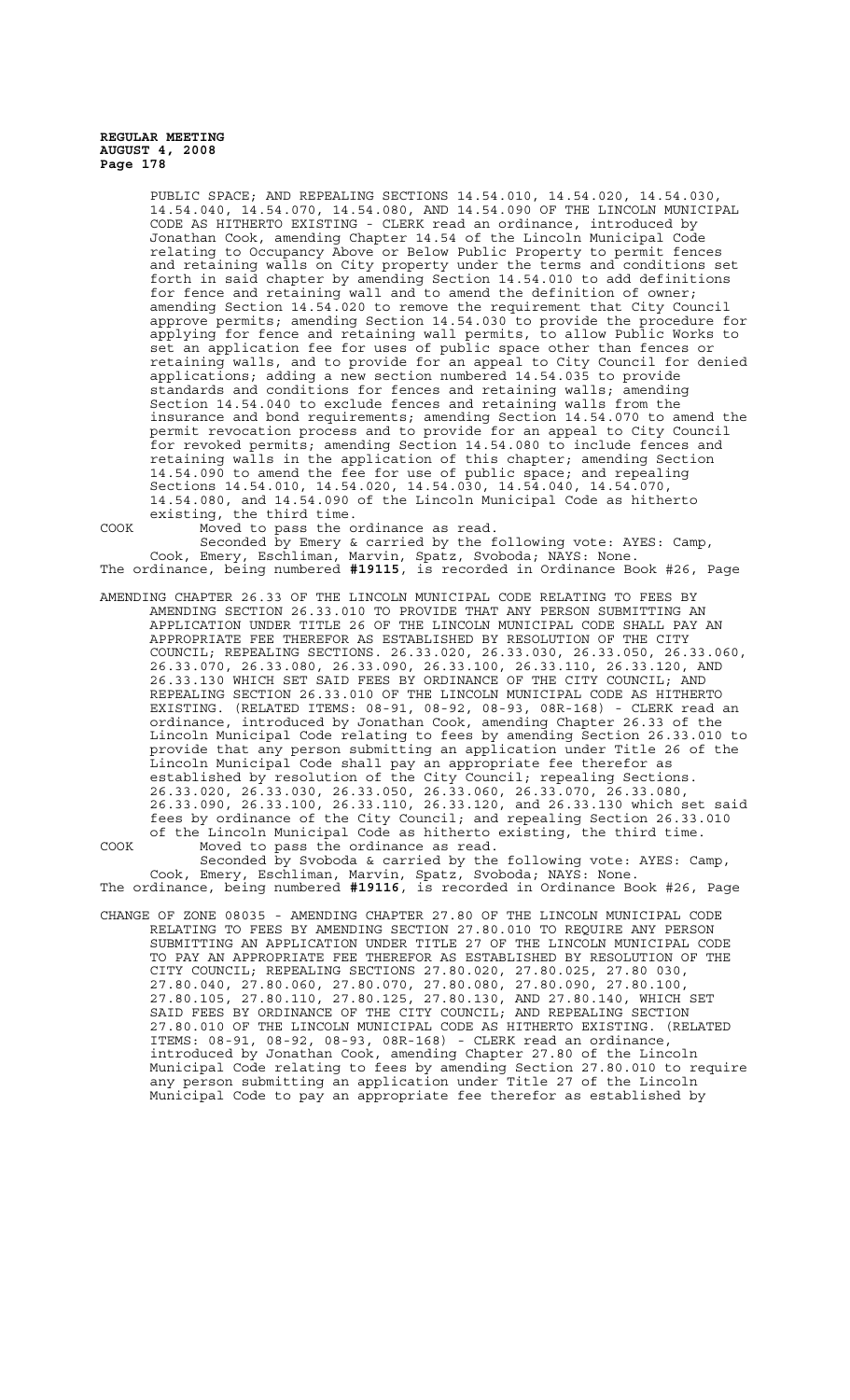PUBLIC SPACE; AND REPEALING SECTIONS 14.54.010, 14.54.020, 14.54.030, 14.54.040, 14.54.070, 14.54.080, AND 14.54.090 OF THE LINCOLN MUNICIPAL CODE AS HITHERTO EXISTING - CLERK read an ordinance, introduced by Jonathan Cook, amending Chapter 14.54 of the Lincoln Municipal Code relating to Occupancy Above or Below Public Property to permit fences and retaining walls on City property under the terms and conditions set forth in said chapter by amending Section 14.54.010 to add definitions for fence and retaining wall and to amend the definition of owner; amending Section 14.54.020 to remove the requirement that City Council approve permits; amending Section 14.54.030 to provide the procedure for applying for fence and retaining wall permits, to allow Public Works to set an application fee for uses of public space other than fences or retaining walls, and to provide for an appeal to City Council for denied applications; adding a new section numbered 14.54.035 to provide standards and conditions for fences and retaining walls; amending Section 14.54.040 to exclude fences and retaining walls from the insurance and bond requirements; amending Section 14.54.070 to amend the permit revocation process and to provide for an appeal to City Council for revoked permits; amending Section 14.54.080 to include fences and retaining walls in the application of this chapter; amending Section 14.54.090 to amend the fee for use of public space; and repealing Sections 14.54.010, 14.54.020, 14.54.030, 14.54.040, 14.54.070, 14.54.080, and 14.54.090 of the Lincoln Municipal Code as hitherto existing, the third time.

COOK Moved to pass the ordinance as read.

Seconded by Emery & carried by the following vote: AYES: Camp, Cook, Emery, Eschliman, Marvin, Spatz, Svoboda; NAYS: None.

The ordinance, being numbered **#19115**, is recorded in Ordinance Book #26, Page

AMENDING CHAPTER 26.33 OF THE LINCOLN MUNICIPAL CODE RELATING TO FEES BY AMENDING SECTION 26.33.010 TO PROVIDE THAT ANY PERSON SUBMITTING AN APPLICATION UNDER TITLE 26 OF THE LINCOLN MUNICIPAL CODE SHALL PAY AN APPROPRIATE FEE THEREFOR AS ESTABLISHED BY RESOLUTION OF THE CITY COUNCIL; REPEALING SECTIONS. 26.33.020, 26.33.030, 26.33.050, 26.33.060, 26.33.070, 26.33.080, 26.33.090, 26.33.100, 26.33.110, 26.33.120, AND 26.33.130 WHICH SET SAID FEES BY ORDINANCE OF THE CITY COUNCIL; AND REPEALING SECTION 26.33.010 OF THE LINCOLN MUNICIPAL CODE AS HITHERTO EXISTING. (RELATED ITEMS: 08-91, 08-92, 08-93, 08R-168) - CLERK read an ordinance, introduced by Jonathan Cook, amending Chapter 26.33 of the Lincoln Municipal Code relating to fees by amending Section 26.33.010 to provide that any person submitting an application under Title 26 of the Lincoln Municipal Code shall pay an appropriate fee therefor as established by resolution of the City Council; repealing Sections. 26.33.020, 26.33.030, 26.33.050, 26.33.060, 26.33.070, 26.33.080, 26.33.090, 26.33.100, 26.33.110, 26.33.120, and 26.33.130 which set said fees by ordinance of the City Council; and repealing Section 26.33.010 of the Lincoln Municipal Code as hitherto existing, the third time.

COOK Moved to pass the ordinance as read.

Seconded by Svoboda & carried by the following vote: AYES: Camp, Cook, Emery, Eschliman, Marvin, Spatz, Svoboda; NAYS: None.

The ordinance, being numbered **#19116**, is recorded in Ordinance Book #26, Page

CHANGE OF ZONE 08035 - AMENDING CHAPTER 27.80 OF THE LINCOLN MUNICIPAL CODE RELATING TO FEES BY AMENDING SECTION 27.80.010 TO REQUIRE ANY PERSON SUBMITTING AN APPLICATION UNDER TITLE 27 OF THE LINCOLN MUNICIPAL CODE TO PAY AN APPROPRIATE FEE THEREFOR AS ESTABLISHED BY RESOLUTION OF THE CITY COUNCIL; REPEALING SECTIONS 27.80.020, 27.80.025, 27.80 030, 27.80.040, 27.80.060, 27.80.070, 27.80.080, 27.80.090, 27.80.100, 27.80.105, 27.80.110, 27.80.125, 27.80.130, AND 27.80.140, WHICH SET SAID FEES BY ORDINANCE OF THE CITY COUNCIL; AND REPEALING SECTION 27.80.010 OF THE LINCOLN MUNICIPAL CODE AS HITHERTO EXISTING. (RELATED ITEMS: 08-91, 08-92, 08-93, 08R-168) - CLERK read an ordinance, introduced by Jonathan Cook, amending Chapter 27.80 of the Lincoln Municipal Code relating to fees by amending Section 27.80.010 to require any person submitting an application under Title 27 of the Lincoln Municipal Code to pay an appropriate fee therefor as established by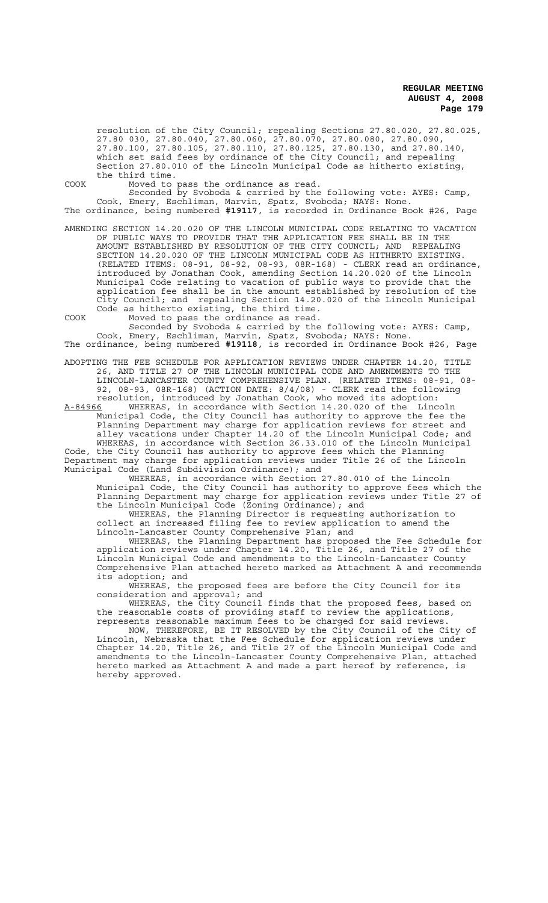resolution of the City Council; repealing Sections 27.80.020, 27.80.025, 27.80 030, 27.80.040, 27.80.060, 27.80.070, 27.80.080, 27.80.090, 27.80.100, 27.80.105, 27.80.110, 27.80.125, 27.80.130, and 27.80.140, which set said fees by ordinance of the City Council; and repealing Section 27.80.010 of the Lincoln Municipal Code as hitherto existing, the third time.

COOK Moved to pass the ordinance as read.

Seconded by Svoboda & carried by the following vote: AYES: Camp, Cook, Emery, Eschliman, Marvin, Spatz, Svoboda; NAYS: None.

The ordinance, being numbered **#19117**, is recorded in Ordinance Book #26, Page

AMENDING SECTION 14.20.020 OF THE LINCOLN MUNICIPAL CODE RELATING TO VACATION OF PUBLIC WAYS TO PROVIDE THAT THE APPLICATION FEE SHALL BE IN THE AMOUNT ESTABLISHED BY RESOLUTION OF THE CITY COUNCIL; AND REPEALING SECTION 14.20.020 OF THE LINCOLN MUNICIPAL CODE AS HITHERTO EXISTING. (RELATED ITEMS: 08-91, 08-92, 08-93, 08R-168) - CLERK read an ordinance, introduced by Jonathan Cook, amending Section 14.20.020 of the Lincoln Municipal Code relating to vacation of public ways to provide that the application fee shall be in the amount established by resolution of the City Council; and repealing Section 14.20.020 of the Lincoln Municipal Code as hitherto existing, the third time.

COOK Moved to pass the ordinance as read.

Seconded by Svoboda & carried by the following vote: AYES: Camp, Cook, Emery, Eschliman, Marvin, Spatz, Svoboda; NAYS: None.

The ordinance, being numbered **#19118**, is recorded in Ordinance Book #26, Page

ADOPTING THE FEE SCHEDULE FOR APPLICATION REVIEWS UNDER CHAPTER 14.20, TITLE 26, AND TITLE 27 OF THE LINCOLN MUNICIPAL CODE AND AMENDMENTS TO THE LINCOLN-LANCASTER COUNTY COMPREHENSIVE PLAN. (RELATED ITEMS: 08-91, 08-92, 08-93, 08R-168) (ACTION DATE: 8/4/08) - CLERK read the following resolution, introduced by Jonathan Cook, who moved its adoption:

A-84966 WHEREAS, in accordance with Section 14.20.020 of the Lincoln Municipal Code, the City Council has authority to approve the fee the Planning Department may charge for application reviews for street and alley vacations under Chapter 14.20 of the Lincoln Municipal Code; and

WHEREAS, in accordance with Section 26.33.010 of the Lincoln Municipal Code, the City Council has authority to approve fees which the Planning Department may charge for application reviews under Title 26 of the Lincoln Municipal Code (Land Subdivision Ordinance); and

WHEREAS, in accordance with Section 27.80.010 of the Lincoln Municipal Code, the City Council has authority to approve fees which the Planning Department may charge for application reviews under Title 27 of the Lincoln Municipal Code (Zoning Ordinance); and

WHEREAS, the Planning Director is requesting authorization to collect an increased filing fee to review application to amend the Lincoln-Lancaster County Comprehensive Plan; and

WHEREAS, the Planning Department has proposed the Fee Schedule for application reviews under Chapter 14.20, Title 26, and Title 27 of the Lincoln Municipal Code and amendments to the Lincoln-Lancaster County Comprehensive Plan attached hereto marked as Attachment A and recommends its adoption; and

WHEREAS, the proposed fees are before the City Council for its consideration and approval; and

WHEREAS, the City Council finds that the proposed fees, based on the reasonable costs of providing staff to review the applications, represents reasonable maximum fees to be charged for said reviews.

NOW, THEREFORE, BE IT RESOLVED by the City Council of the City of Lincoln, Nebraska that the Fee Schedule for application reviews under Chapter 14.20, Title 26, and Title 27 of the Lincoln Municipal Code and amendments to the Lincoln-Lancaster County Comprehensive Plan, attached hereto marked as Attachment A and made a part hereof by reference, is hereby approved.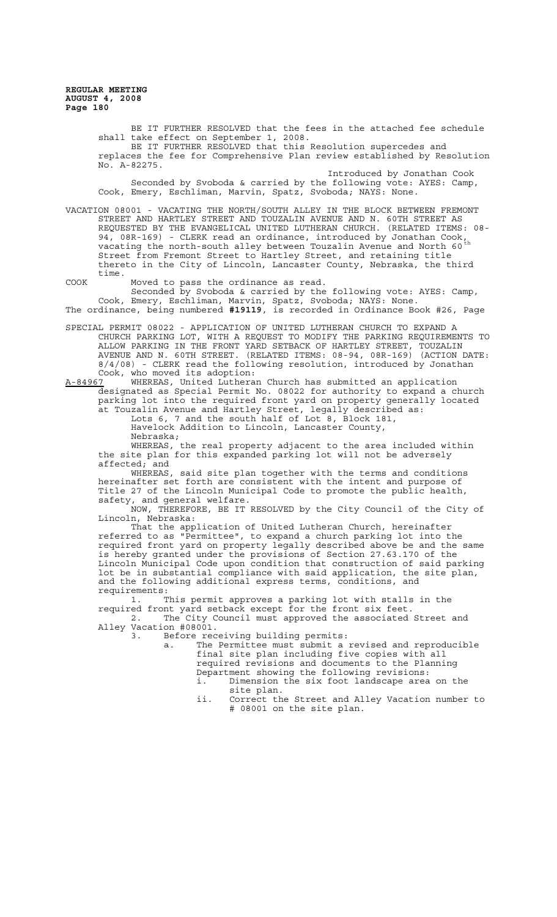BE IT FURTHER RESOLVED that the fees in the attached fee schedule shall take effect on September 1, 2008.

BE IT FURTHER RESOLVED that this Resolution supercedes and replaces the fee for Comprehensive Plan review established by Resolution No. A-82275.

Introduced by Jonathan Cook

Seconded by Svoboda & carried by the following vote: AYES: Camp, Cook, Emery, Eschliman, Marvin, Spatz, Svoboda; NAYS: None.

VACATION 08001 - VACATING THE NORTH/SOUTH ALLEY IN THE BLOCK BETWEEN FREMONT STREET AND HARTLEY STREET AND TOUZALIN AVENUE AND N. 60TH STREET AS REQUESTED BY THE EVANGELICAL UNITED LUTHERAN CHURCH. (RELATED ITEMS: 08-94, 08R-169) - CLERK read an ordinance, introduced by Jonathan Cook, vacating the north-south alley between Touzalin Avenue and North 60th Street from Fremont Street to Hartley Street, and retaining title thereto in the City of Lincoln, Lancaster County, Nebraska, the third time.

COOK Moved to pass the ordinance as read.

Seconded by Svoboda & carried by the following vote: AYES: Camp, Cook, Emery, Eschliman, Marvin, Spatz, Svoboda; NAYS: None.

The ordinance, being numbered **#19119**, is recorded in Ordinance Book #26, Page

SPECIAL PERMIT 08022 - APPLICATION OF UNITED LUTHERAN CHURCH TO EXPAND A CHURCH PARKING LOT, WITH A REQUEST TO MODIFY THE PARKING REQUIREMENTS TO ALLOW PARKING IN THE FRONT YARD SETBACK OF HARTLEY STREET, TOUZALIN AVENUE AND N. 60TH STREET. (RELATED ITEMS: 08-94, 08R-169) (ACTION DATE: 8/4/08) - CLERK read the following resolution, introduced by Jonathan Cook, who moved its adoption:

A-84967 WHEREAS, United Lutheran Church has submitted an application designated as Special Permit No. 08022 for authority to expand a church parking lot into the required front yard on property generally located at Touzalin Avenue and Hartley Street, legally described as:

Lots 6, 7 and the south half of Lot 8, Block 181, Havelock Addition to Lincoln, Lancaster County, Nebraska;

WHEREAS, the real property adjacent to the area included within the site plan for this expanded parking lot will not be adversely affected; and

WHEREAS, said site plan together with the terms and conditions hereinafter set forth are consistent with the intent and purpose of Title 27 of the Lincoln Municipal Code to promote the public health, safety, and general welfare.

NOW, THEREFORE, BE IT RESOLVED by the City Council of the City of Lincoln, Nebraska:

That the application of United Lutheran Church, hereinafter referred to as "Permittee", to expand a church parking lot into the required front yard on property legally described above be and the same is hereby granted under the provisions of Section 27.63.170 of the Lincoln Municipal Code upon condition that construction of said parking lot be in substantial compliance with said application, the site plan, and the following additional express terms, conditions, and requirements:

1. This permit approves a parking lot with stalls in the required front yard setback except for the front six feet.
2. The City Council must approved the associated Street and Alley Vacation #08001.
3. Before receiving building permits:
   a. The Permittee must submit a revised and reproducible final site plan including five copies with all required revisions and documents to the Planning Department showing the following revisions:
      i. Dimension the six foot landscape area on the site plan.
      ii. Correct the Street and Alley Vacation number to # 08001 on the site plan.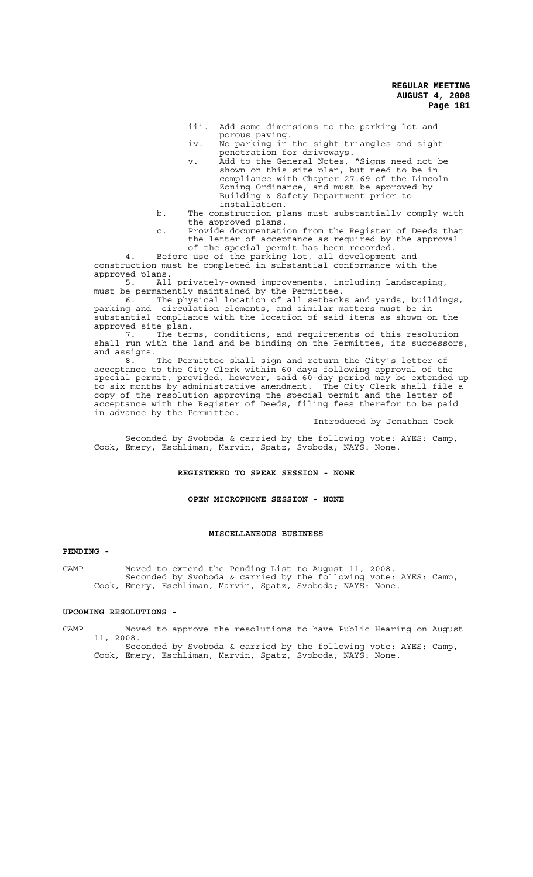iii. Add some dimensions to the parking lot and porous paving.

iv. No parking in the sight triangles and sight penetration for driveways.

v. Add to the General Notes, "Signs need not be shown on this site plan, but need to be in compliance with Chapter 27.69 of the Lincoln Zoning Ordinance, and must be approved by Building & Safety Department prior to installation.

b. The construction plans must substantially comply with the approved plans.

c. Provide documentation from the Register of Deeds that the letter of acceptance as required by the approval of the special permit has been recorded.

4. Before use of the parking lot, all development and construction must be completed in substantial conformance with the approved plans.

5. All privately-owned improvements, including landscaping, must be permanently maintained by the Permittee.

6. The physical location of all setbacks and yards, buildings, parking and circulation elements, and similar matters must be in substantial compliance with the location of said items as shown on the approved site plan.

7. The terms, conditions, and requirements of this resolution shall run with the land and be binding on the Permittee, its successors, and assigns.

8. The Permittee shall sign and return the City's letter of acceptance to the City Clerk within 60 days following approval of the special permit, provided, however, said 60-day period may be extended up to six months by administrative amendment. The City Clerk shall file a copy of the resolution approving the special permit and the letter of acceptance with the Register of Deeds, filing fees therefor to be paid in advance by the Permittee.

Introduced by Jonathan Cook

Seconded by Svoboda & carried by the following vote: AYES: Camp, Cook, Emery, Eschliman, Marvin, Spatz, Svoboda; NAYS: None.

**REGISTERED TO SPEAK SESSION - NONE**

**OPEN MICROPHONE SESSION - NONE**

**MISCELLANEOUS BUSINESS**

**PENDING -**

CAMP Moved to extend the Pending List to August 11, 2008.
Seconded by Svoboda & carried by the following vote: AYES: Camp, Cook, Emery, Eschliman, Marvin, Spatz, Svoboda; NAYS: None.

**UPCOMING RESOLUTIONS -**

CAMP Moved to approve the resolutions to have Public Hearing on August 11, 2008.
Seconded by Svoboda & carried by the following vote: AYES: Camp, Cook, Emery, Eschliman, Marvin, Spatz, Svoboda; NAYS: None.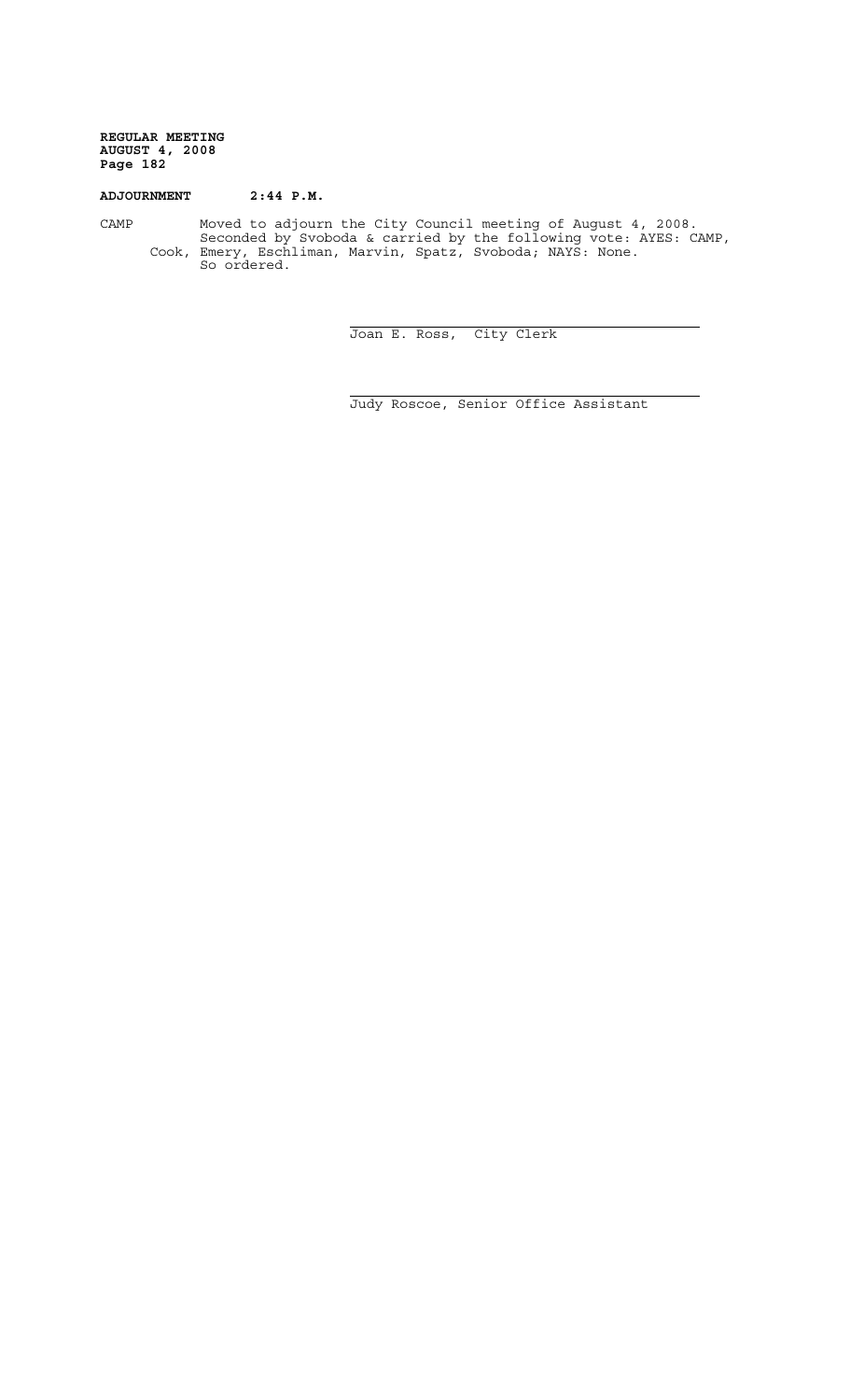**ADJOURNMENT 2:44 P.M.**

CAMP Moved to adjourn the City Council meeting of August 4, 2008. Seconded by Svoboda & carried by the following vote: AYES: CAMP, Cook, Emery, Eschliman, Marvin, Spatz, Svoboda; NAYS: None. So ordered.

Joan E. Ross, City Clerk

Judy Roscoe, Senior Office Assistant